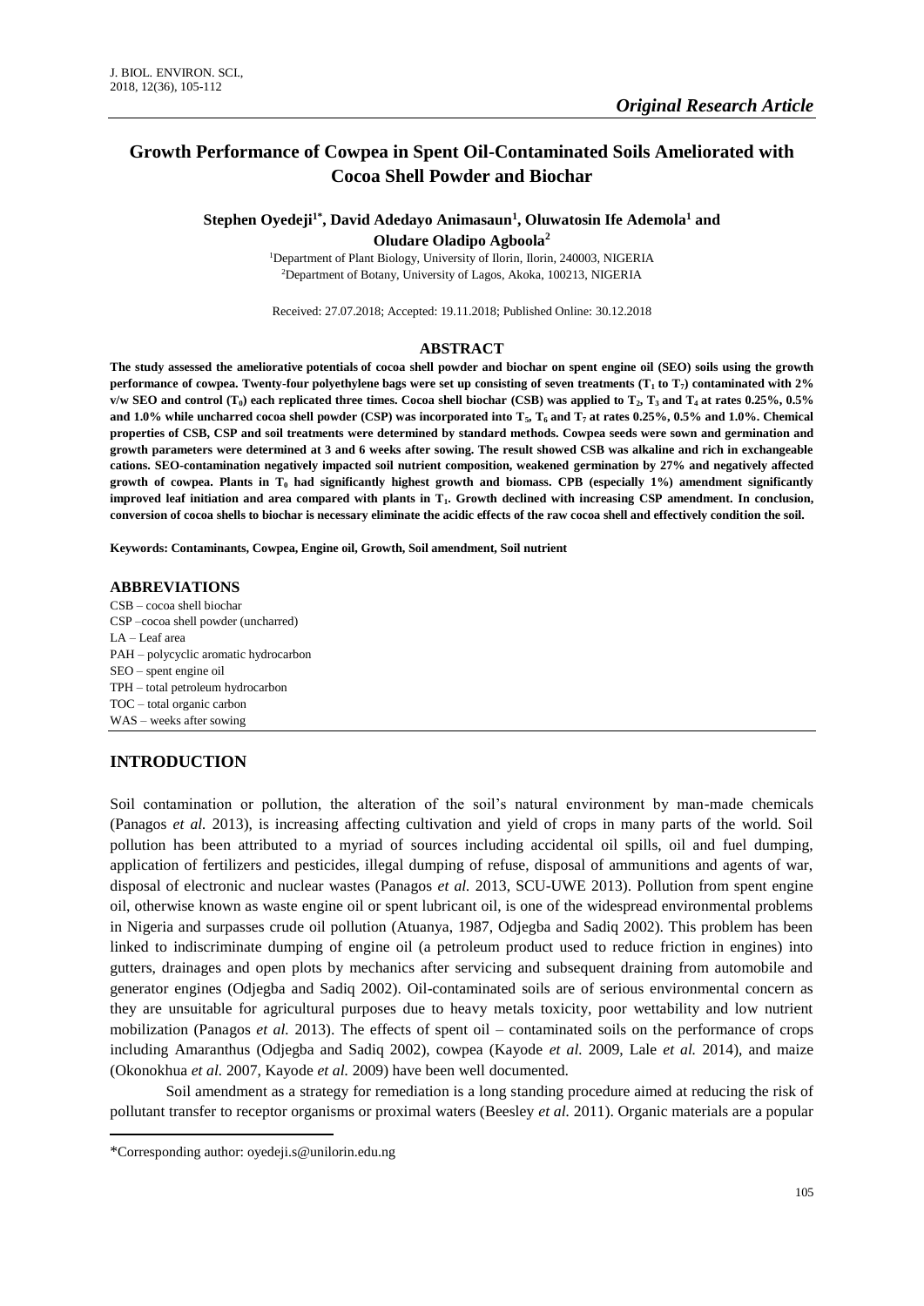*Original Research Article*

# Growth Performance of Cowpea in Spent Oil-Contaminated Soils Ameliorated with Cocoa Shell Powder and Biochar

**Stephen Oyedeji[1*], David Adedayo Animasaun[1], Oluwatosin Ife Ademola[1] and Oludare Oladipo Agboola[2]**

[1]Department of Plant Biology, University of Ilorin, Ilorin, 240003, NIGERIA
[2]Department of Botany, University of Lagos, Akoka, 100213, NIGERIA

Received: 27.07.2018; Accepted: 19.11.2018; Published Online: 30.12.2018

## ABSTRACT

**The study assessed the ameliorative potentials of cocoa shell powder and biochar on spent engine oil (SEO) soils using the growth performance of cowpea. Twenty-four polyethylene bags were set up consisting of seven treatments ($T_1$ to $T_7$) contaminated with 2% v/w SEO and control ($T_0$) each replicated three times. Cocoa shell biochar (CSB) was applied to $T_2$, $T_3$ and $T_4$ at rates 0.25%, 0.5% and 1.0% while uncharred cocoa shell powder (CSP) was incorporated into $T_5$, $T_6$ and $T_7$ at rates 0.25%, 0.5% and 1.0%. Chemical properties of CSB, CSP and soil treatments were determined by standard methods. Cowpea seeds were sown and germination and growth parameters were determined at 3 and 6 weeks after sowing. The result showed CSB was alkaline and rich in exchangeable cations. SEO-contamination negatively impacted soil nutrient composition, weakened germination by 27% and negatively affected growth of cowpea. Plants in $T_0$ had significantly highest growth and biomass. CPB (especially 1%) amendment significantly improved leaf initiation and area compared with plants in $T_1$. Growth declined with increasing CSP amendment. In conclusion, conversion of cocoa shells to biochar is necessary eliminate the acidic effects of the raw cocoa shell and effectively condition the soil.**

**Keywords: Contaminants, Cowpea, Engine oil, Growth, Soil amendment, Soil nutrient**

## ABBREVIATIONS

CSB – cocoa shell biochar
CSP –cocoa shell powder (uncharred)
LA – Leaf area
PAH – polycyclic aromatic hydrocarbon
SEO – spent engine oil
TPH – total petroleum hydrocarbon
TOC – total organic carbon
WAS – weeks after sowing

## INTRODUCTION

Soil contamination or pollution, the alteration of the soil's natural environment by man-made chemicals (Panagos *et al.* 2013), is increasing affecting cultivation and yield of crops in many parts of the world. Soil pollution has been attributed to a myriad of sources including accidental oil spills, oil and fuel dumping, application of fertilizers and pesticides, illegal dumping of refuse, disposal of ammunitions and agents of war, disposal of electronic and nuclear wastes (Panagos *et al.* 2013, SCU-UWE 2013). Pollution from spent engine oil, otherwise known as waste engine oil or spent lubricant oil, is one of the widespread environmental problems in Nigeria and surpasses crude oil pollution (Atuanya, 1987, Odjegba and Sadiq 2002). This problem has been linked to indiscriminate dumping of engine oil (a petroleum product used to reduce friction in engines) into gutters, drainages and open plots by mechanics after servicing and subsequent draining from automobile and generator engines (Odjegba and Sadiq 2002). Oil-contaminated soils are of serious environmental concern as they are unsuitable for agricultural purposes due to heavy metals toxicity, poor wettability and low nutrient mobilization (Panagos *et al.* 2013). The effects of spent oil – contaminated soils on the performance of crops including Amaranthus (Odjegba and Sadiq 2002), cowpea (Kayode *et al.* 2009, Lale *et al.* 2014), and maize (Okonokhua *et al.* 2007, Kayode *et al.* 2009) have been well documented.

Soil amendment as a strategy for remediation is a long standing procedure aimed at reducing the risk of pollutant transfer to receptor organisms or proximal waters (Beesley *et al.* 2011). Organic materials are a popular

*Corresponding author: oyedeji.s@unilorin.edu.ng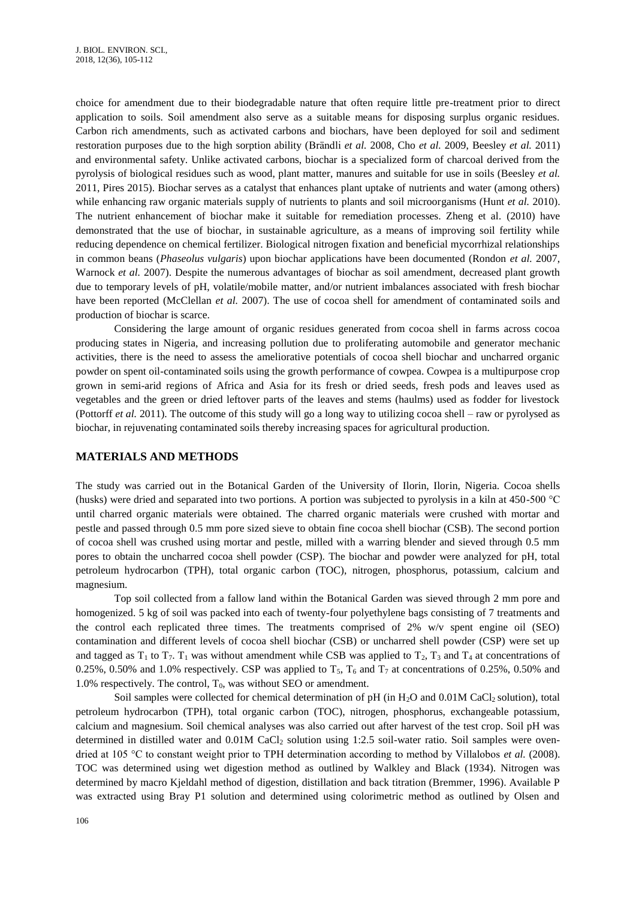choice for amendment due to their biodegradable nature that often require little pre-treatment prior to direct application to soils. Soil amendment also serve as a suitable means for disposing surplus organic residues. Carbon rich amendments, such as activated carbons and biochars, have been deployed for soil and sediment restoration purposes due to the high sorption ability (Brändli *et al.* 2008, Cho *et al.* 2009, Beesley *et al.* 2011) and environmental safety. Unlike activated carbons, biochar is a specialized form of charcoal derived from the pyrolysis of biological residues such as wood, plant matter, manures and suitable for use in soils (Beesley *et al.* 2011, Pires 2015). Biochar serves as a catalyst that enhances plant uptake of nutrients and water (among others) while enhancing raw organic materials supply of nutrients to plants and soil microorganisms (Hunt *et al.* 2010). The nutrient enhancement of biochar make it suitable for remediation processes. Zheng et al. (2010) have demonstrated that the use of biochar, in sustainable agriculture, as a means of improving soil fertility while reducing dependence on chemical fertilizer. Biological nitrogen fixation and beneficial mycorrhizal relationships in common beans (*Phaseolus vulgaris*) upon biochar applications have been documented (Rondon *et al.* 2007, Warnock *et al.* 2007). Despite the numerous advantages of biochar as soil amendment, decreased plant growth due to temporary levels of pH, volatile/mobile matter, and/or nutrient imbalances associated with fresh biochar have been reported (McClellan *et al.* 2007). The use of cocoa shell for amendment of contaminated soils and production of biochar is scarce.

Considering the large amount of organic residues generated from cocoa shell in farms across cocoa producing states in Nigeria, and increasing pollution due to proliferating automobile and generator mechanic activities, there is the need to assess the ameliorative potentials of cocoa shell biochar and uncharred organic powder on spent oil-contaminated soils using the growth performance of cowpea. Cowpea is a multipurpose crop grown in semi-arid regions of Africa and Asia for its fresh or dried seeds, fresh pods and leaves used as vegetables and the green or dried leftover parts of the leaves and stems (haulms) used as fodder for livestock (Pottorff *et al.* 2011). The outcome of this study will go a long way to utilizing cocoa shell – raw or pyrolysed as biochar, in rejuvenating contaminated soils thereby increasing spaces for agricultural production.

## MATERIALS AND METHODS

The study was carried out in the Botanical Garden of the University of Ilorin, Ilorin, Nigeria. Cocoa shells (husks) were dried and separated into two portions. A portion was subjected to pyrolysis in a kiln at 450-500 °C until charred organic materials were obtained. The charred organic materials were crushed with mortar and pestle and passed through 0.5 mm pore sized sieve to obtain fine cocoa shell biochar (CSB). The second portion of cocoa shell was crushed using mortar and pestle, milled with a warring blender and sieved through 0.5 mm pores to obtain the uncharred cocoa shell powder (CSP). The biochar and powder were analyzed for pH, total petroleum hydrocarbon (TPH), total organic carbon (TOC), nitrogen, phosphorus, potassium, calcium and magnesium.

Top soil collected from a fallow land within the Botanical Garden was sieved through 2 mm pore and homogenized. 5 kg of soil was packed into each of twenty-four polyethylene bags consisting of 7 treatments and the control each replicated three times. The treatments comprised of 2% w/v spent engine oil (SEO) contamination and different levels of cocoa shell biochar (CSB) or uncharred shell powder (CSP) were set up and tagged as $T_1$ to $T_7$. $T_1$ was without amendment while CSB was applied to $T_2$, $T_3$ and $T_4$ at concentrations of 0.25%, 0.50% and 1.0% respectively. CSP was applied to $T_5$, $T_6$ and $T_7$ at concentrations of 0.25%, 0.50% and 1.0% respectively. The control, $T_0$, was without SEO or amendment.

Soil samples were collected for chemical determination of pH (in $H_2O$ and 0.01M $CaCl_2$ solution), total petroleum hydrocarbon (TPH), total organic carbon (TOC), nitrogen, phosphorus, exchangeable potassium, calcium and magnesium. Soil chemical analyses was also carried out after harvest of the test crop. Soil pH was determined in distilled water and 0.01M $CaCl_2$ solution using 1:2.5 soil-water ratio. Soil samples were oven-dried at 105 °C to constant weight prior to TPH determination according to method by Villalobos *et al.* (2008). TOC was determined using wet digestion method as outlined by Walkley and Black (1934). Nitrogen was determined by macro Kjeldahl method of digestion, distillation and back titration (Bremmer, 1996). Available P was extracted using Bray P1 solution and determined using colorimetric method as outlined by Olsen and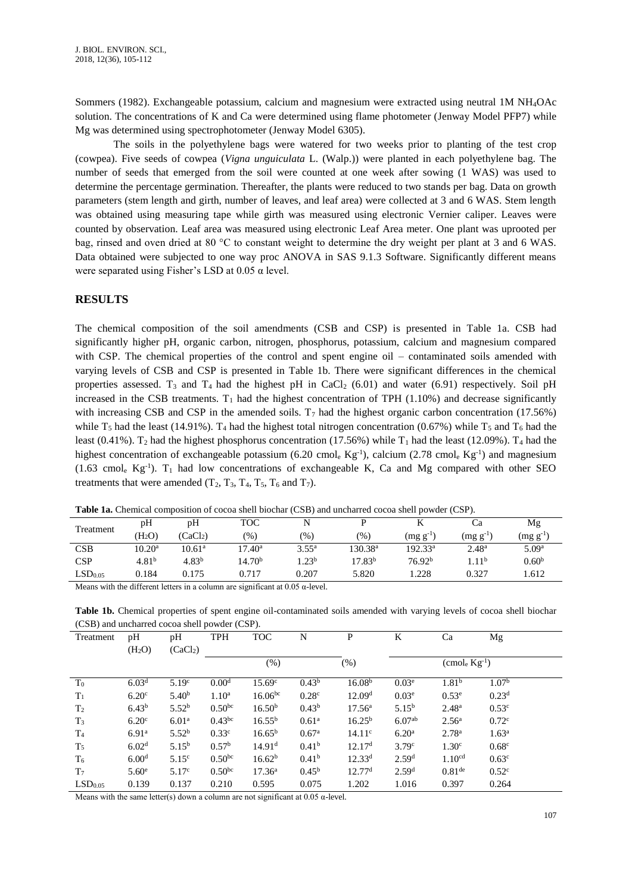Sommers (1982). Exchangeable potassium, calcium and magnesium were extracted using neutral 1M $NH_4OAc$ solution. The concentrations of K and Ca were determined using flame photometer (Jenway Model PFP7) while Mg was determined using spectrophotometer (Jenway Model 6305).

The soils in the polyethylene bags were watered for two weeks prior to planting of the test crop (cowpea). Five seeds of cowpea (*Vigna unguiculata* L. (Walp.)) were planted in each polyethylene bag. The number of seeds that emerged from the soil were counted at one week after sowing (1 WAS) was used to determine the percentage germination. Thereafter, the plants were reduced to two stands per bag. Data on growth parameters (stem length and girth, number of leaves, and leaf area) were collected at 3 and 6 WAS. Stem length was obtained using measuring tape while girth was measured using electronic Vernier caliper. Leaves were counted by observation. Leaf area was measured using electronic Leaf Area meter. One plant was uprooted per bag, rinsed and oven dried at 80 °C to constant weight to determine the dry weight per plant at 3 and 6 WAS. Data obtained were subjected to one way proc ANOVA in SAS 9.1.3 Software. Significantly different means were separated using Fisher's LSD at 0.05 α level.

## RESULTS

The chemical composition of the soil amendments (CSB and CSP) is presented in Table 1a. CSB had significantly higher pH, organic carbon, nitrogen, phosphorus, potassium, calcium and magnesium compared with CSP. The chemical properties of the control and spent engine oil – contaminated soils amended with varying levels of CSB and CSP is presented in Table 1b. There were significant differences in the chemical properties assessed. $T_3$ and $T_4$ had the highest pH in $CaCl_2$ (6.01) and water (6.91) respectively. Soil pH increased in the CSB treatments. $T_1$ had the highest concentration of TPH (1.10%) and decrease significantly with increasing CSB and CSP in the amended soils. $T_7$ had the highest organic carbon concentration (17.56%) while $T_5$ had the least (14.91%). $T_4$ had the highest total nitrogen concentration (0.67%) while $T_5$ and $T_6$ had the least (0.41%). $T_2$ had the highest phosphorus concentration (17.56%) while $T_1$ had the least (12.09%). $T_4$ had the highest concentration of exchangeable potassium (6.20 cmol$_e$ Kg$^{-1}$), calcium (2.78 cmol$_e$ Kg$^{-1}$) and magnesium (1.63 cmol$_e$ Kg$^{-1}$). $T_1$ had low concentrations of exchangeable K, Ca and Mg compared with other SEO treatments that were amended ($T_2$, $T_3$, $T_4$, $T_5$, $T_6$ and $T_7$).

**Table 1a.** Chemical composition of cocoa shell biochar (CSB) and uncharred cocoa shell powder (CSP).

| Treatment | pH ($H_2O$) | pH ($CaCl_2$) | TOC (%) | N (%) | P (%) | K (mg g$^{-1}$) | Ca (mg g$^{-1}$) | Mg (mg g$^{-1}$) |
|---|---|---|---|---|---|---|---|---|
| CSB | 10.20$^a$ | 10.61$^a$ | 17.40$^a$ | 3.55$^a$ | 130.38$^a$ | 192.33$^a$ | 2.48$^a$ | 5.09$^a$ |
| CSP | 4.81$^b$ | 4.83$^b$ | 14.70$^b$ | 1.23$^b$ | 17.83$^b$ | 76.92$^b$ | 1.11$^b$ | 0.60$^b$ |
| LSD$_{0.05}$ | 0.184 | 0.175 | 0.717 | 0.207 | 5.820 | 1.228 | 0.327 | 1.612 |

Means with the different letters in a column are significant at 0.05 α-level.

**Table 1b.** Chemical properties of spent engine oil-contaminated soils amended with varying levels of cocoa shell biochar (CSB) and uncharred cocoa shell powder (CSP).

| Treatment | pH ($H_2O$) | pH ($CaCl_2$) | TPH | TOC | N | P | K | Ca | Mg |
|---|---|---|---|---|---|---|---|---|---|
| | | | (%) | | | (%) | (cmol$_e$ Kg$^{-1}$) | | |
| $T_0$ | 6.03$^d$ | 5.19$^c$ | 0.00$^d$ | 15.69$^c$ | 0.43$^b$ | 16.08$^b$ | 0.03$^e$ | 1.81$^b$ | 1.07$^b$ |
| $T_1$ | 6.20$^c$ | 5.40$^b$ | 1.10$^a$ | 16.06$^{bc}$ | 0.28$^c$ | 12.09$^d$ | 0.03$^e$ | 0.53$^e$ | 0.23$^d$ |
| $T_2$ | 6.43$^b$ | 5.52$^b$ | 0.50$^{bc}$ | 16.50$^b$ | 0.43$^b$ | 17.56$^a$ | 5.15$^b$ | 2.48$^a$ | 0.53$^c$ |
| $T_3$ | 6.20$^c$ | 6.01$^a$ | 0.43$^{bc}$ | 16.55$^b$ | 0.61$^a$ | 16.25$^b$ | 6.07$^{ab}$ | 2.56$^a$ | 0.72$^c$ |
| $T_4$ | 6.91$^a$ | 5.52$^b$ | 0.33$^c$ | 16.65$^b$ | 0.67$^a$ | 14.11$^c$ | 6.20$^a$ | 2.78$^a$ | 1.63$^a$ |
| $T_5$ | 6.02$^d$ | 5.15$^b$ | 0.57$^b$ | 14.91$^d$ | 0.41$^b$ | 12.17$^d$ | 3.79$^c$ | 1.30$^c$ | 0.68$^c$ |
| $T_6$ | 6.00$^d$ | 5.15$^c$ | 0.50$^{bc}$ | 16.62$^b$ | 0.41$^b$ | 12.33$^d$ | 2.59$^d$ | 1.10$^{cd}$ | 0.63$^c$ |
| $T_7$ | 5.60$^e$ | 5.17$^c$ | 0.50$^{bc}$ | 17.36$^a$ | 0.45$^b$ | 12.77$^d$ | 2.59$^d$ | 0.81$^{de}$ | 0.52$^c$ |
| LSD$_{0.05}$ | 0.139 | 0.137 | 0.210 | 0.595 | 0.075 | 1.202 | 1.016 | 0.397 | 0.264 |

Means with the same letter(s) down a column are not significant at 0.05 α-level.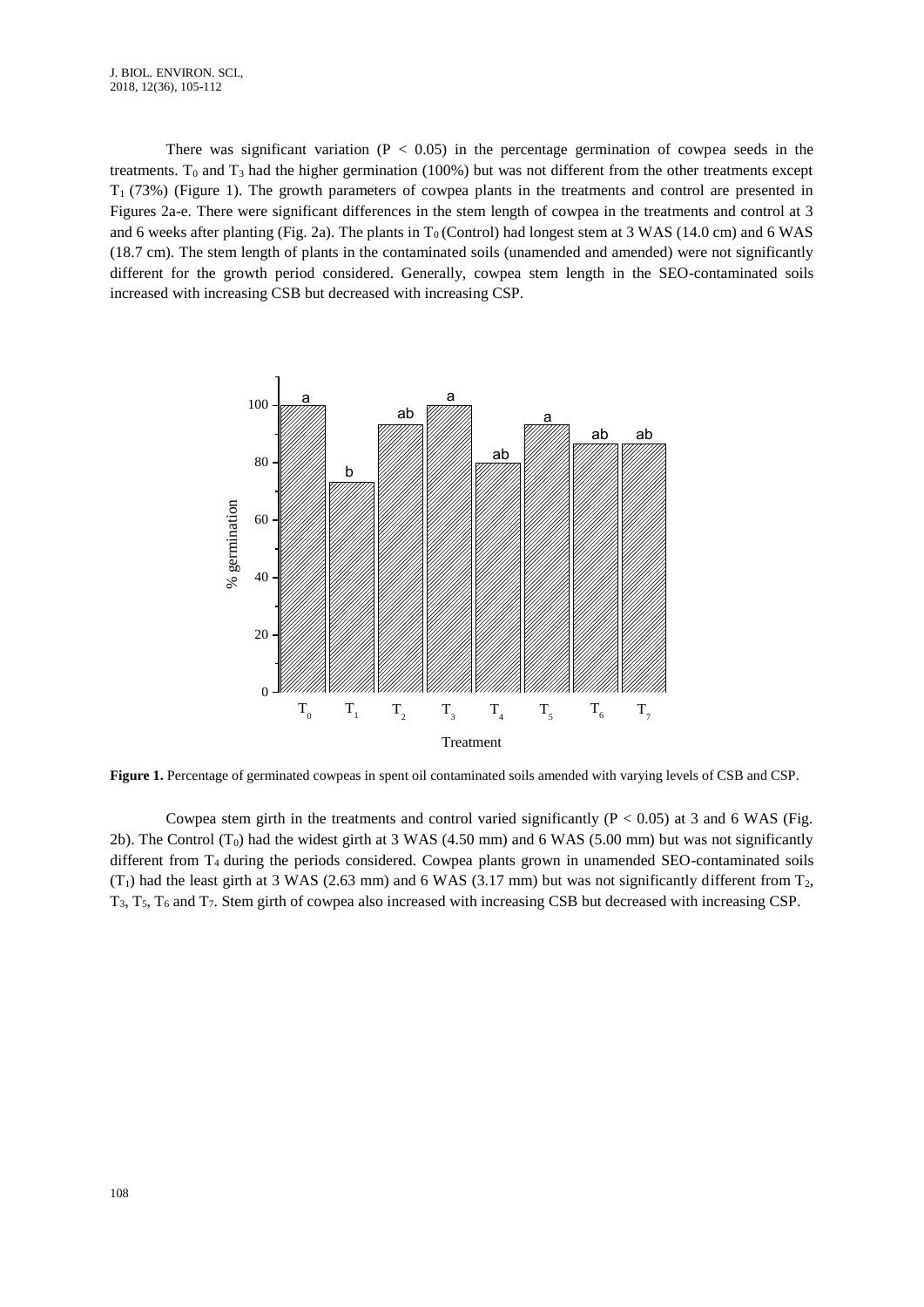There was significant variation ($P < 0.05$) in the percentage germination of cowpea seeds in the treatments. $T_0$ and $T_3$ had the higher germination (100%) but was not different from the other treatments except $T_1$ (73%) (Figure 1). The growth parameters of cowpea plants in the treatments and control are presented in Figures 2a-e. There were significant differences in the stem length of cowpea in the treatments and control at 3 and 6 weeks after planting (Fig. 2a). The plants in $T_0$ (Control) had longest stem at 3 WAS (14.0 cm) and 6 WAS (18.7 cm). The stem length of plants in the contaminated soils (unamended and amended) were not significantly different for the growth period considered. Generally, cowpea stem length in the SEO-contaminated soils increased with increasing CSB but decreased with increasing CSP.

**Figure 1.** Percentage of germinated cowpeas in spent oil contaminated soils amended with varying levels of CSB and CSP.

Cowpea stem girth in the treatments and control varied significantly ($P < 0.05$) at 3 and 6 WAS (Fig. 2b). The Control ($T_0$) had the widest girth at 3 WAS (4.50 mm) and 6 WAS (5.00 mm) but was not significantly different from $T_4$ during the periods considered. Cowpea plants grown in unamended SEO-contaminated soils ($T_1$) had the least girth at 3 WAS (2.63 mm) and 6 WAS (3.17 mm) but was not significantly different from $T_2$, $T_3$, $T_5$, $T_6$ and $T_7$. Stem girth of cowpea also increased with increasing CSB but decreased with increasing CSP.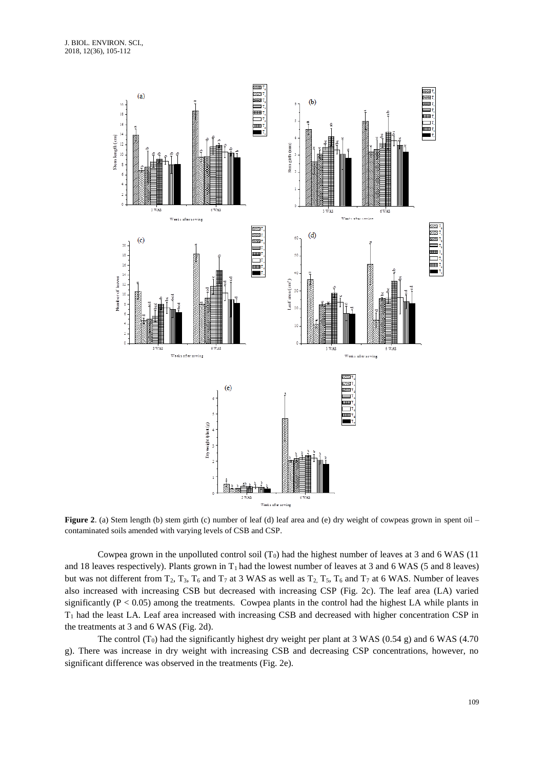**Figure 2**. (a) Stem length (b) stem girth (c) number of leaf (d) leaf area and (e) dry weight of cowpeas grown in spent oil – contaminated soils amended with varying levels of CSB and CSP.

Cowpea grown in the unpolluted control soil ($T_0$) had the highest number of leaves at 3 and 6 WAS (11 and 18 leaves respectively). Plants grown in $T_1$ had the lowest number of leaves at 3 and 6 WAS (5 and 8 leaves) but was not different from $T_2$, $T_3$, $T_6$ and $T_7$ at 3 WAS as well as $T_2$, $T_5$, $T_6$ and $T_7$ at 6 WAS. Number of leaves also increased with increasing CSB but decreased with increasing CSP (Fig. 2c). The leaf area (LA) varied significantly ($P < 0.05$) among the treatments. Cowpea plants in the control had the highest LA while plants in $T_1$ had the least LA. Leaf area increased with increasing CSB and decreased with higher concentration CSP in the treatments at 3 and 6 WAS (Fig. 2d).

The control ($T_0$) had the significantly highest dry weight per plant at 3 WAS (0.54 g) and 6 WAS (4.70 g). There was increase in dry weight with increasing CSB and decreasing CSP concentrations, however, no significant difference was observed in the treatments (Fig. 2e).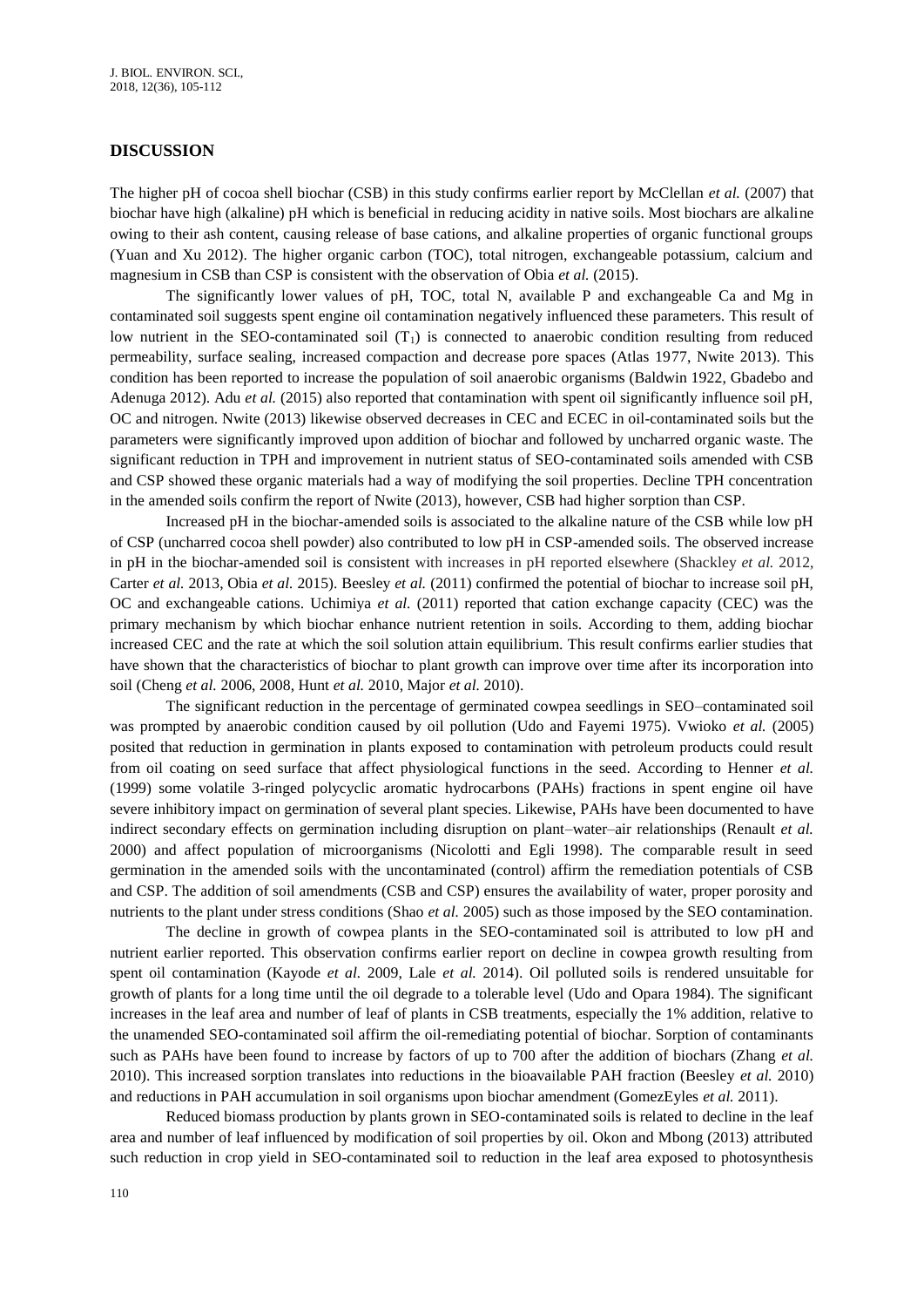## DISCUSSION

The higher pH of cocoa shell biochar (CSB) in this study confirms earlier report by McClellan *et al.* (2007) that biochar have high (alkaline) pH which is beneficial in reducing acidity in native soils. Most biochars are alkaline owing to their ash content, causing release of base cations, and alkaline properties of organic functional groups (Yuan and Xu 2012). The higher organic carbon (TOC), total nitrogen, exchangeable potassium, calcium and magnesium in CSB than CSP is consistent with the observation of Obia *et al.* (2015).

The significantly lower values of pH, TOC, total N, available P and exchangeable Ca and Mg in contaminated soil suggests spent engine oil contamination negatively influenced these parameters. This result of low nutrient in the SEO-contaminated soil ($T_1$) is connected to anaerobic condition resulting from reduced permeability, surface sealing, increased compaction and decrease pore spaces (Atlas 1977, Nwite 2013). This condition has been reported to increase the population of soil anaerobic organisms (Baldwin 1922, Gbadebo and Adenuga 2012). Adu *et al.* (2015) also reported that contamination with spent oil significantly influence soil pH, OC and nitrogen. Nwite (2013) likewise observed decreases in CEC and ECEC in oil-contaminated soils but the parameters were significantly improved upon addition of biochar and followed by uncharred organic waste. The significant reduction in TPH and improvement in nutrient status of SEO-contaminated soils amended with CSB and CSP showed these organic materials had a way of modifying the soil properties. Decline TPH concentration in the amended soils confirm the report of Nwite (2013), however, CSB had higher sorption than CSP.

Increased pH in the biochar-amended soils is associated to the alkaline nature of the CSB while low pH of CSP (uncharred cocoa shell powder) also contributed to low pH in CSP-amended soils. The observed increase in pH in the biochar-amended soil is consistent with increases in pH reported elsewhere (Shackley *et al.* 2012, Carter *et al.* 2013, Obia *et al.* 2015). Beesley *et al.* (2011) confirmed the potential of biochar to increase soil pH, OC and exchangeable cations. Uchimiya *et al.* (2011) reported that cation exchange capacity (CEC) was the primary mechanism by which biochar enhance nutrient retention in soils. According to them, adding biochar increased CEC and the rate at which the soil solution attain equilibrium. This result confirms earlier studies that have shown that the characteristics of biochar to plant growth can improve over time after its incorporation into soil (Cheng *et al.* 2006, 2008, Hunt *et al.* 2010, Major *et al.* 2010).

The significant reduction in the percentage of germinated cowpea seedlings in SEO–contaminated soil was prompted by anaerobic condition caused by oil pollution (Udo and Fayemi 1975). Vwioko *et al.* (2005) posited that reduction in germination in plants exposed to contamination with petroleum products could result from oil coating on seed surface that affect physiological functions in the seed. According to Henner *et al.* (1999) some volatile 3-ringed polycyclic aromatic hydrocarbons (PAHs) fractions in spent engine oil have severe inhibitory impact on germination of several plant species. Likewise, PAHs have been documented to have indirect secondary effects on germination including disruption on plant–water–air relationships (Renault *et al.* 2000) and affect population of microorganisms (Nicolotti and Egli 1998). The comparable result in seed germination in the amended soils with the uncontaminated (control) affirm the remediation potentials of CSB and CSP. The addition of soil amendments (CSB and CSP) ensures the availability of water, proper porosity and nutrients to the plant under stress conditions (Shao *et al.* 2005) such as those imposed by the SEO contamination.

The decline in growth of cowpea plants in the SEO-contaminated soil is attributed to low pH and nutrient earlier reported. This observation confirms earlier report on decline in cowpea growth resulting from spent oil contamination (Kayode *et al.* 2009, Lale *et al.* 2014). Oil polluted soils is rendered unsuitable for growth of plants for a long time until the oil degrade to a tolerable level (Udo and Opara 1984). The significant increases in the leaf area and number of leaf of plants in CSB treatments, especially the 1% addition, relative to the unamended SEO-contaminated soil affirm the oil-remediating potential of biochar. Sorption of contaminants such as PAHs have been found to increase by factors of up to 700 after the addition of biochars (Zhang *et al.* 2010). This increased sorption translates into reductions in the bioavailable PAH fraction (Beesley *et al.* 2010) and reductions in PAH accumulation in soil organisms upon biochar amendment (GomezEyles *et al.* 2011).

Reduced biomass production by plants grown in SEO-contaminated soils is related to decline in the leaf area and number of leaf influenced by modification of soil properties by oil. Okon and Mbong (2013) attributed such reduction in crop yield in SEO-contaminated soil to reduction in the leaf area exposed to photosynthesis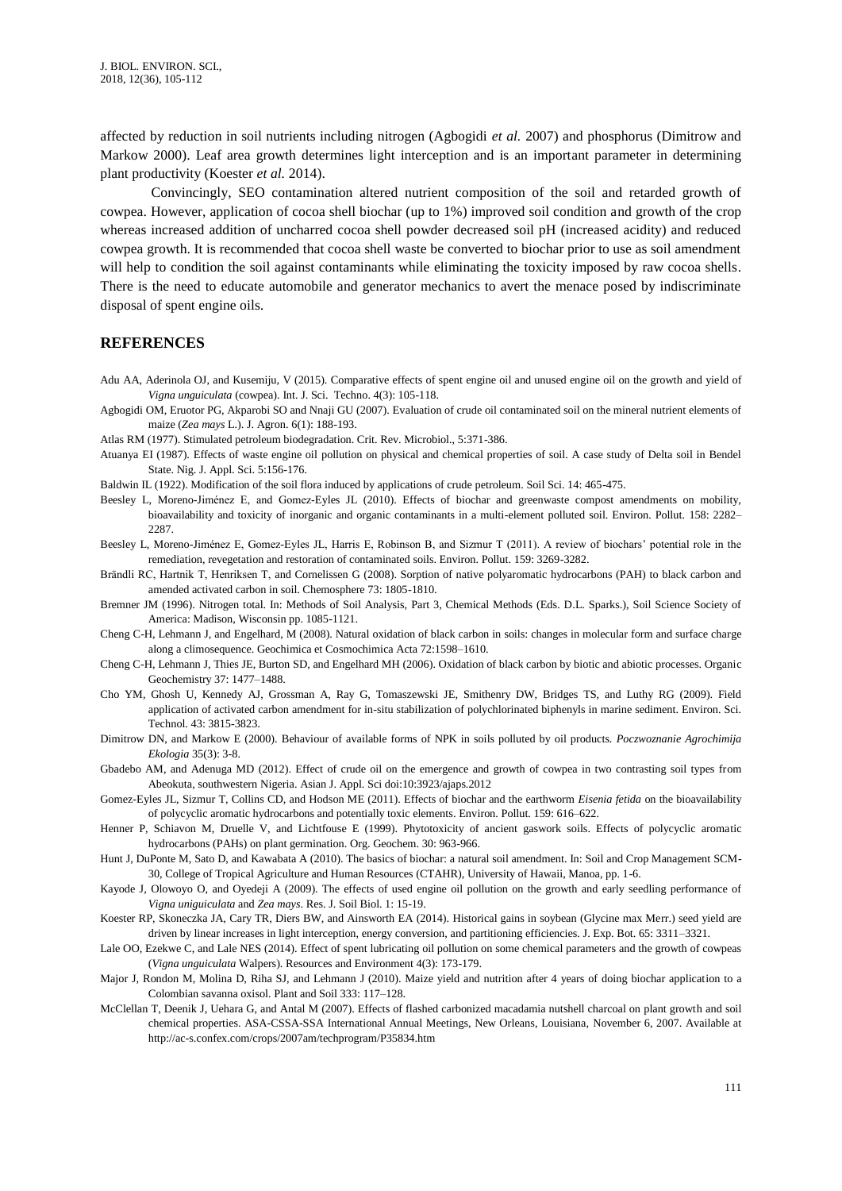affected by reduction in soil nutrients including nitrogen (Agbogidi *et al.* 2007) and phosphorus (Dimitrow and Markow 2000). Leaf area growth determines light interception and is an important parameter in determining plant productivity (Koester *et al.* 2014).

Convincingly, SEO contamination altered nutrient composition of the soil and retarded growth of cowpea. However, application of cocoa shell biochar (up to 1%) improved soil condition and growth of the crop whereas increased addition of uncharred cocoa shell powder decreased soil pH (increased acidity) and reduced cowpea growth. It is recommended that cocoa shell waste be converted to biochar prior to use as soil amendment will help to condition the soil against contaminants while eliminating the toxicity imposed by raw cocoa shells. There is the need to educate automobile and generator mechanics to avert the menace posed by indiscriminate disposal of spent engine oils.

## REFERENCES

Adu AA, Aderinola OJ, and Kusemiju, V (2015). Comparative effects of spent engine oil and unused engine oil on the growth and yield of *Vigna unguiculata* (cowpea). Int. J. Sci. Techno. 4(3): 105-118.

Agbogidi OM, Eruotor PG, Akparobi SO and Nnaji GU (2007). Evaluation of crude oil contaminated soil on the mineral nutrient elements of maize (*Zea mays* L.). J. Agron. 6(1): 188-193.

Atlas RM (1977). Stimulated petroleum biodegradation. Crit. Rev. Microbiol., 5:371-386.

Atuanya EI (1987). Effects of waste engine oil pollution on physical and chemical properties of soil. A case study of Delta soil in Bendel State. Nig. J. Appl. Sci. 5:156-176.

Baldwin IL (1922). Modification of the soil flora induced by applications of crude petroleum. Soil Sci. 14: 465-475.

Beesley L, Moreno-Jiménez E, and Gomez-Eyles JL (2010). Effects of biochar and greenwaste compost amendments on mobility, bioavailability and toxicity of inorganic and organic contaminants in a multi-element polluted soil. Environ. Pollut. 158: 2282–2287.

Beesley L, Moreno-Jiménez E, Gomez-Eyles JL, Harris E, Robinson B, and Sizmur T (2011). A review of biochars' potential role in the remediation, revegetation and restoration of contaminated soils. Environ. Pollut. 159: 3269-3282.

Brändli RC, Hartnik T, Henriksen T, and Cornelissen G (2008). Sorption of native polyaromatic hydrocarbons (PAH) to black carbon and amended activated carbon in soil. Chemosphere 73: 1805-1810.

Bremner JM (1996). Nitrogen total. In: Methods of Soil Analysis, Part 3, Chemical Methods (Eds. D.L. Sparks.), Soil Science Society of America: Madison, Wisconsin pp. 1085-1121.

Cheng C-H, Lehmann J, and Engelhard, M (2008). Natural oxidation of black carbon in soils: changes in molecular form and surface charge along a climosequence. Geochimica et Cosmochimica Acta 72:1598–1610.

Cheng C-H, Lehmann J, Thies JE, Burton SD, and Engelhard MH (2006). Oxidation of black carbon by biotic and abiotic processes. Organic Geochemistry 37: 1477–1488.

Cho YM, Ghosh U, Kennedy AJ, Grossman A, Ray G, Tomaszewski JE, Smithenry DW, Bridges TS, and Luthy RG (2009). Field application of activated carbon amendment for in-situ stabilization of polychlorinated biphenyls in marine sediment. Environ. Sci. Technol. 43: 3815-3823.

Dimitrow DN, and Markow E (2000). Behaviour of available forms of NPK in soils polluted by oil products. *Poczwoznanie Agrochimija Ekologia* 35(3): 3-8.

Gbadebo AM, and Adenuga MD (2012). Effect of crude oil on the emergence and growth of cowpea in two contrasting soil types from Abeokuta, southwestern Nigeria. Asian J. Appl. Sci doi:10:3923/ajaps.2012

Gomez-Eyles JL, Sizmur T, Collins CD, and Hodson ME (2011). Effects of biochar and the earthworm *Eisenia fetida* on the bioavailability of polycyclic aromatic hydrocarbons and potentially toxic elements. Environ. Pollut. 159: 616–622.

Henner P, Schiavon M, Druelle V, and Lichtfouse E (1999). Phytotoxicity of ancient gaswork soils. Effects of polycyclic aromatic hydrocarbons (PAHs) on plant germination. Org. Geochem. 30: 963-966.

Hunt J, DuPonte M, Sato D, and Kawabata A (2010). The basics of biochar: a natural soil amendment. In: Soil and Crop Management SCM-30, College of Tropical Agriculture and Human Resources (CTAHR), University of Hawaii, Manoa, pp. 1-6.

Kayode J, Olowoyo O, and Oyedeji A (2009). The effects of used engine oil pollution on the growth and early seedling performance of *Vigna uniguiculata* and *Zea mays*. Res. J. Soil Biol. 1: 15-19.

Koester RP, Skoneczka JA, Cary TR, Diers BW, and Ainsworth EA (2014). Historical gains in soybean (Glycine max Merr.) seed yield are driven by linear increases in light interception, energy conversion, and partitioning efficiencies. J. Exp. Bot. 65: 3311–3321.

Lale OO, Ezekwe C, and Lale NES (2014). Effect of spent lubricating oil pollution on some chemical parameters and the growth of cowpeas (*Vigna unguiculata* Walpers). Resources and Environment 4(3): 173-179.

Major J, Rondon M, Molina D, Riha SJ, and Lehmann J (2010). Maize yield and nutrition after 4 years of doing biochar application to a Colombian savanna oxisol. Plant and Soil 333: 117–128.

McClellan T, Deenik J, Uehara G, and Antal M (2007). Effects of flashed carbonized macadamia nutshell charcoal on plant growth and soil chemical properties. ASA-CSSA-SSA International Annual Meetings, New Orleans, Louisiana, November 6, 2007. Available at http://ac-s.confex.com/crops/2007am/techprogram/P35834.htm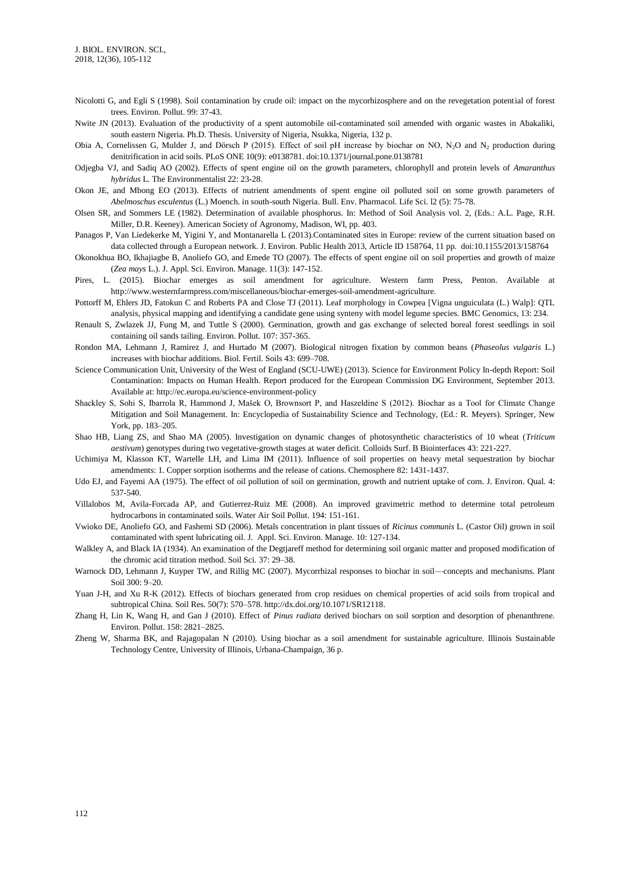Nicolotti G, and Egli S (1998). Soil contamination by crude oil: impact on the mycorhizosphere and on the revegetation potential of forest trees. Environ. Pollut. 99: 37-43.

Nwite JN (2013). Evaluation of the productivity of a spent automobile oil-contaminated soil amended with organic wastes in Abakaliki, south eastern Nigeria. Ph.D. Thesis. University of Nigeria, Nsukka, Nigeria, 132 p.

Obia A, Cornelissen G, Mulder J, and Dörsch P (2015). Effect of soil pH increase by biochar on NO, $N_2O$ and $N_2$ production during denitrification in acid soils. PLoS ONE 10(9): e0138781. doi:10.1371/journal.pone.0138781

Odjegba VJ, and Sadiq AO (2002). Effects of spent engine oil on the growth parameters, chlorophyll and protein levels of *Amaranthus hybridus* L. The Environmentalist 22: 23-28.

Okon JE, and Mbong EO (2013). Effects of nutrient amendments of spent engine oil polluted soil on some growth parameters of *Abelmoschus esculentus* (L.) Moench. in south-south Nigeria. Bull. Env. Pharmacol. Life Sci. l2 (5): 75-78.

Olsen SR, and Sommers LE (1982). Determination of available phosphorus. In: Method of Soil Analysis vol. 2, (Eds.: A.L. Page, R.H. Miller, D.R. Keeney). American Society of Agronomy, Madison, WI, pp. 403.

Panagos P, Van Liedekerke M, Yigini Y, and Montanarella L (2013).Contaminated sites in Europe: review of the current situation based on data collected through a European network. J. Environ. Public Health 2013, Article ID 158764, 11 pp. doi:10.1155/2013/158764

Okonokhua BO, Ikhajiagbe B, Anoliefo GO, and Emede TO (2007). The effects of spent engine oil on soil properties and growth of maize (*Zea mays* L.). J. Appl. Sci. Environ. Manage. 11(3): 147-152.

Pires, L. (2015). Biochar emerges as soil amendment for agriculture. Western farm Press, Penton. Available at http://www.westernfarmpress.com/miscellaneous/biochar-emerges-soil-amendment-agriculture.

Pottorff M, Ehlers JD, Fatokun C and Roberts PA and Close TJ (2011). Leaf morphology in Cowpea [Vigna unguiculata (L.) Walp]: QTL analysis, physical mapping and identifying a candidate gene using synteny with model legume species. BMC Genomics, 13: 234.

Renault S, Zwlazek JJ, Fung M, and Tuttle S (2000). Germination, growth and gas exchange of selected boreal forest seedlings in soil containing oil sands tailing. Environ. Pollut. 107: 357-365.

Rondon MA, Lehmann J, Ramirez J, and Hurtado M (2007). Biological nitrogen fixation by common beans (*Phaseolus vulgaris* L.) increases with biochar additions. Biol. Fertil. Soils 43: 699–708.

Science Communication Unit, University of the West of England (SCU-UWE) (2013). Science for Environment Policy In-depth Report: Soil Contamination: Impacts on Human Health. Report produced for the European Commission DG Environment, September 2013. Available at: http://ec.europa.eu/science-environment-policy

Shackley S, Sohi S, Ibarrola R, Hammond J, Mašek O, Brownsort P, and Haszeldine S (2012). Biochar as a Tool for Climate Change Mitigation and Soil Management. In: Encyclopedia of Sustainability Science and Technology, (Ed.: R. Meyers). Springer, New York, pp. 183–205.

Shao HB, Liang ZS, and Shao MA (2005). Investigation on dynamic changes of photosynthetic characteristics of 10 wheat (*Triticum aestivum*) genotypes during two vegetative-growth stages at water deficit. Colloids Surf. B Biointerfaces 43: 221-227.

Uchimiya M, Klasson KT, Wartelle LH, and Lima IM (2011). Influence of soil properties on heavy metal sequestration by biochar amendments: 1. Copper sorption isotherms and the release of cations. Chemosphere 82: 1431-1437.

Udo EJ, and Fayemi AA (1975). The effect of oil pollution of soil on germination, growth and nutrient uptake of corn. J. Environ. Qual. 4: 537-540.

Villalobos M, Avila-Forcada AP, and Gutierrez-Ruiz ME (2008). An improved gravimetric method to determine total petroleum hydrocarbons in contaminated soils. Water Air Soil Pollut. 194: 151-161.

Vwioko DE, Anoliefo GO, and Fashemi SD (2006). Metals concentration in plant tissues of *Ricinus communis* L. (Castor Oil) grown in soil contaminated with spent lubricating oil. J. Appl. Sci. Environ. Manage. 10: 127-134.

Walkley A, and Black IA (1934). An examination of the Degtjareff method for determining soil organic matter and proposed modification of the chromic acid titration method. Soil Sci. 37: 29–38.

Warnock DD, Lehmann J, Kuyper TW, and Rillig MC (2007). Mycorrhizal responses to biochar in soil—concepts and mechanisms. Plant Soil 300: 9–20.

Yuan J-H, and Xu R-K (2012). Effects of biochars generated from crop residues on chemical properties of acid soils from tropical and subtropical China. Soil Res. 50(7): 570–578. http://dx.doi.org/10.1071/SR12118.

Zhang H, Lin K, Wang H, and Gan J (2010). Effect of *Pinus radiata* derived biochars on soil sorption and desorption of phenanthrene. Environ. Pollut. 158: 2821–2825.

Zheng W, Sharma BK, and Rajagopalan N (2010). Using biochar as a soil amendment for sustainable agriculture. Illinois Sustainable Technology Centre, University of Illinois, Urbana-Champaign, 36 p.